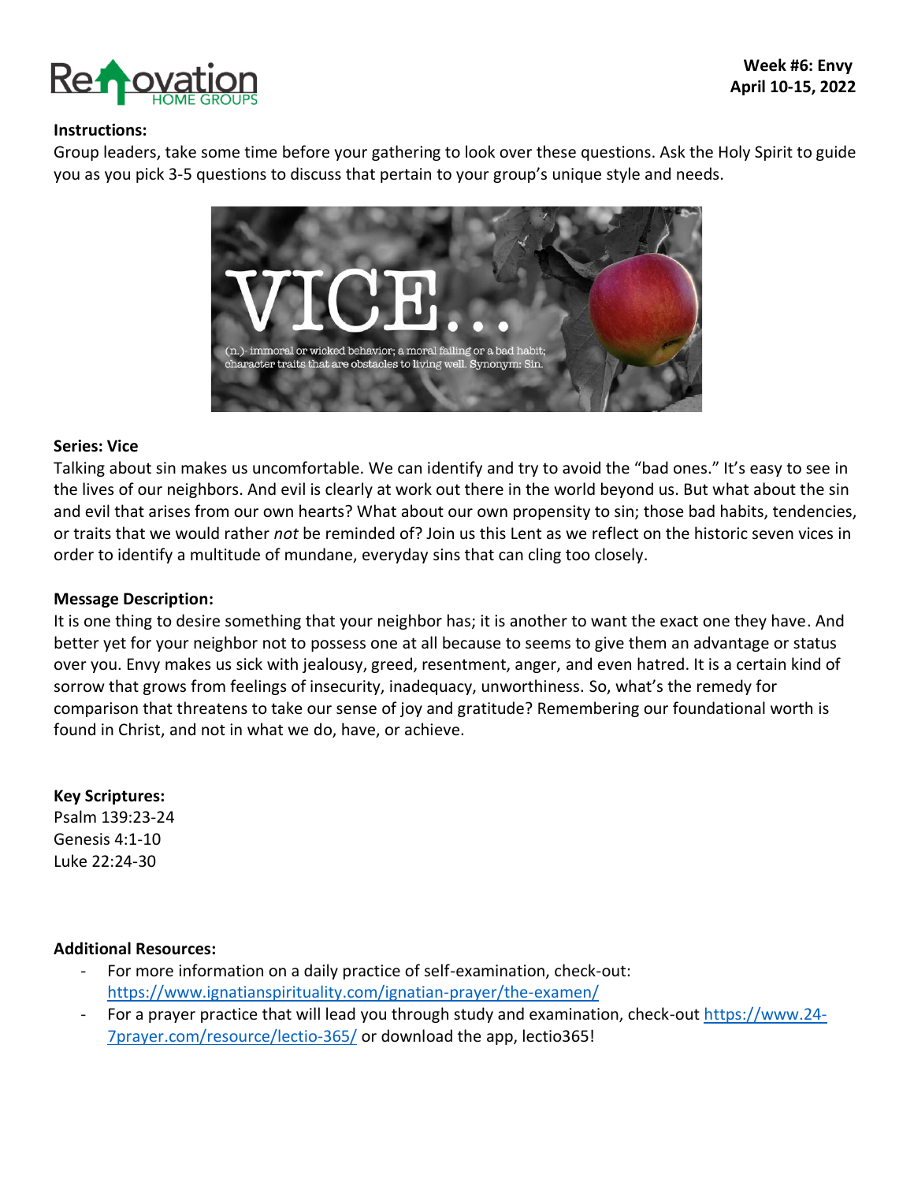**Week #6: Envy**
**April 10-15, 2022**

**Instructions:**
Group leaders, take some time before your gathering to look over these questions. Ask the Holy Spirit to guide you as you pick 3-5 questions to discuss that pertain to your group's unique style and needs.

VICE...
(n.)- immoral or wicked behavior; a moral failing or a bad habit; character traits that are obstacles to living well. Synonym: Sin.

**Series: Vice**
Talking about sin makes us uncomfortable. We can identify and try to avoid the "bad ones." It's easy to see in the lives of our neighbors. And evil is clearly at work out there in the world beyond us. But what about the sin and evil that arises from our own hearts? What about our own propensity to sin; those bad habits, tendencies, or traits that we would rather *not* be reminded of? Join us this Lent as we reflect on the historic seven vices in order to identify a multitude of mundane, everyday sins that can cling too closely.

**Message Description:**
It is one thing to desire something that your neighbor has; it is another to want the exact one they have. And better yet for your neighbor not to possess one at all because to seems to give them an advantage or status over you. Envy makes us sick with jealousy, greed, resentment, anger, and even hatred. It is a certain kind of sorrow that grows from feelings of insecurity, inadequacy, unworthiness. So, what's the remedy for comparison that threatens to take our sense of joy and gratitude? Remembering our foundational worth is found in Christ, and not in what we do, have, or achieve.

**Key Scriptures:**
Psalm 139:23-24
Genesis 4:1-10
Luke 22:24-30

**Additional Resources:**
- For more information on a daily practice of self-examination, check-out: https://www.ignatianspirituality.com/ignatian-prayer/the-examen/
- For a prayer practice that will lead you through study and examination, check-out https://www.24-7prayer.com/resource/lectio-365/ or download the app, lectio365!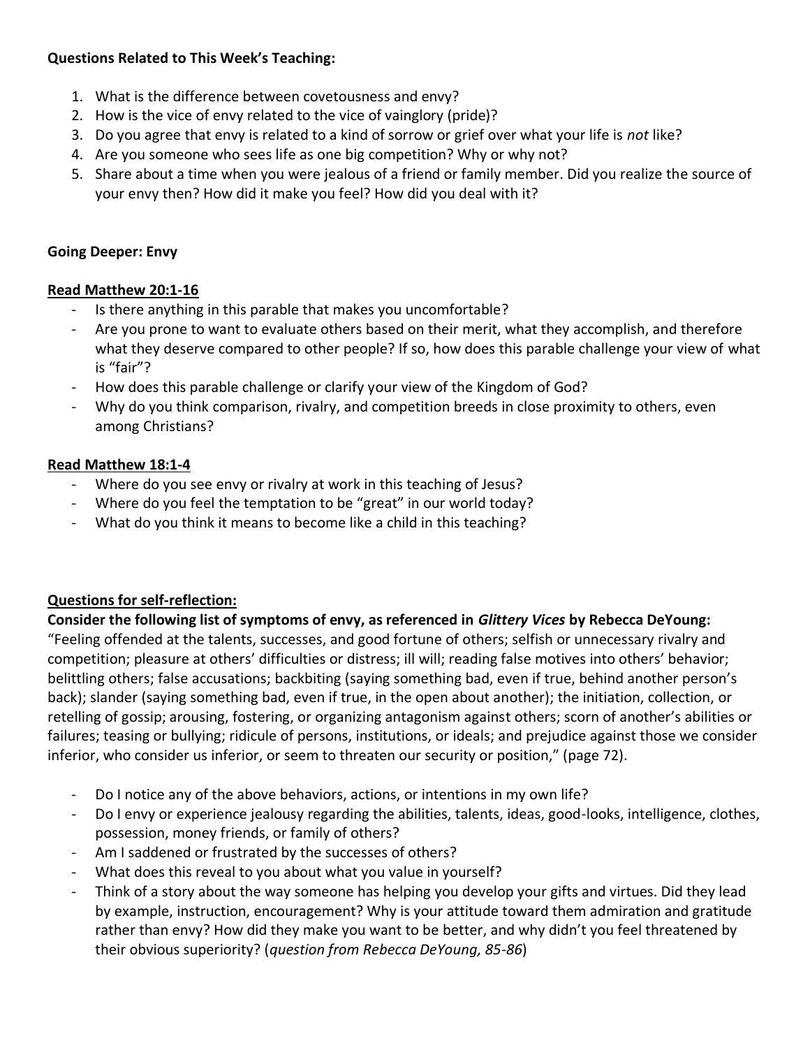**Questions Related to This Week's Teaching:**

1. What is the difference between covetousness and envy?
2. How is the vice of envy related to the vice of vainglory (pride)?
3. Do you agree that envy is related to a kind of sorrow or grief over what your life is *not* like?
4. Are you someone who sees life as one big competition? Why or why not?
5. Share about a time when you were jealous of a friend or family member. Did you realize the source of your envy then? How did it make you feel? How did you deal with it?

**Going Deeper: Envy**

**Read Matthew 20:1-16**

- Is there anything in this parable that makes you uncomfortable?
- Are you prone to want to evaluate others based on their merit, what they accomplish, and therefore what they deserve compared to other people? If so, how does this parable challenge your view of what is "fair"?
- How does this parable challenge or clarify your view of the Kingdom of God?
- Why do you think comparison, rivalry, and competition breeds in close proximity to others, even among Christians?

**Read Matthew 18:1-4**

- Where do you see envy or rivalry at work in this teaching of Jesus?
- Where do you feel the temptation to be "great" in our world today?
- What do you think it means to become like a child in this teaching?

**Questions for self-reflection:**

**Consider the following list of symptoms of envy, as referenced in *Glittery Vices* by Rebecca DeYoung:**

"Feeling offended at the talents, successes, and good fortune of others; selfish or unnecessary rivalry and competition; pleasure at others' difficulties or distress; ill will; reading false motives into others' behavior; belittling others; false accusations; backbiting (saying something bad, even if true, behind another person's back); slander (saying something bad, even if true, in the open about another); the initiation, collection, or retelling of gossip; arousing, fostering, or organizing antagonism against others; scorn of another's abilities or failures; teasing or bullying; ridicule of persons, institutions, or ideals; and prejudice against those we consider inferior, who consider us inferior, or seem to threaten our security or position," (page 72).

- Do I notice any of the above behaviors, actions, or intentions in my own life?
- Do I envy or experience jealousy regarding the abilities, talents, ideas, good-looks, intelligence, clothes, possession, money friends, or family of others?
- Am I saddened or frustrated by the successes of others?
- What does this reveal to you about what you value in yourself?
- Think of a story about the way someone has helping you develop your gifts and virtues. Did they lead by example, instruction, encouragement? Why is your attitude toward them admiration and gratitude rather than envy? How did they make you want to be better, and why didn't you feel threatened by their obvious superiority? (*question from Rebecca DeYoung, 85-86*)